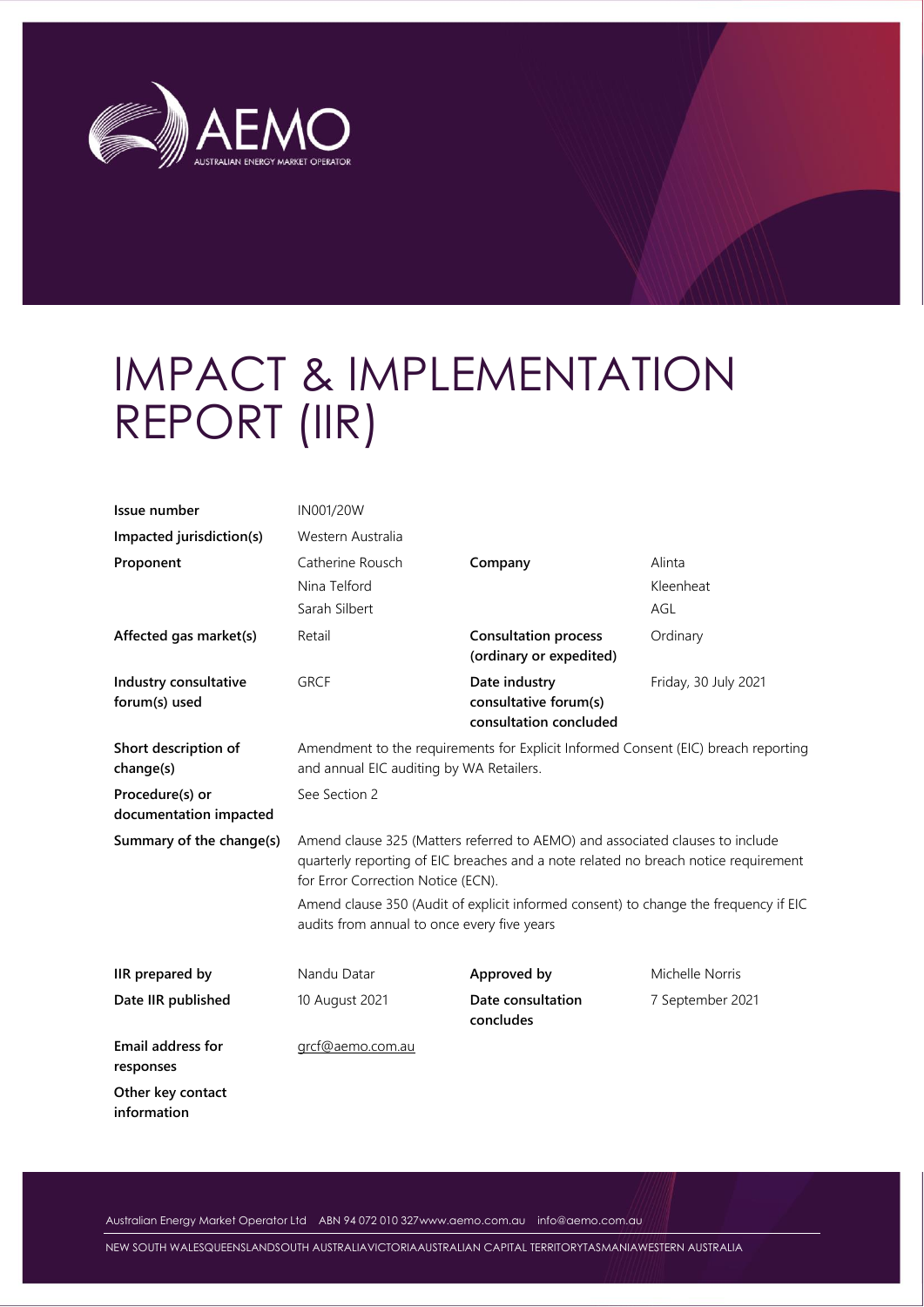# IMPACT & IMPLEMENTATION REPORT (IIR)

| | | | |
|---|---|---|---|
| **Issue number** | IN001/20W | | |
| **Impacted jurisdiction(s)** | Western Australia | | |
| **Proponent** | Catherine Rousch<br>Nina Telford<br>Sarah Silbert | **Company** | Alinta<br>Kleenheat<br>AGL |
| **Affected gas market(s)** | Retail | **Consultation process (ordinary or expedited)** | Ordinary |
| **Industry consultative forum(s) used** | GRCF | **Date industry consultative forum(s) consultation concluded** | Friday, 30 July 2021 |
| **Short description of change(s)** | Amendment to the requirements for Explicit Informed Consent (EIC) breach reporting and annual EIC auditing by WA Retailers. | | |
| **Procedure(s) or documentation impacted** | See Section 2 | | |
| **Summary of the change(s)** | Amend clause 325 (Matters referred to AEMO) and associated clauses to include quarterly reporting of EIC breaches and a note related no breach notice requirement for Error Correction Notice (ECN).<br>Amend clause 350 (Audit of explicit informed consent) to change the frequency if EIC audits from annual to once every five years | | |
| **IIR prepared by** | Nandu Datar | **Approved by** | Michelle Norris |
| **Date IIR published** | 10 August 2021 | **Date consultation concludes** | 7 September 2021 |
| **Email address for responses** | grcf@aemo.com.au | | |
| **Other key contact information** | | | |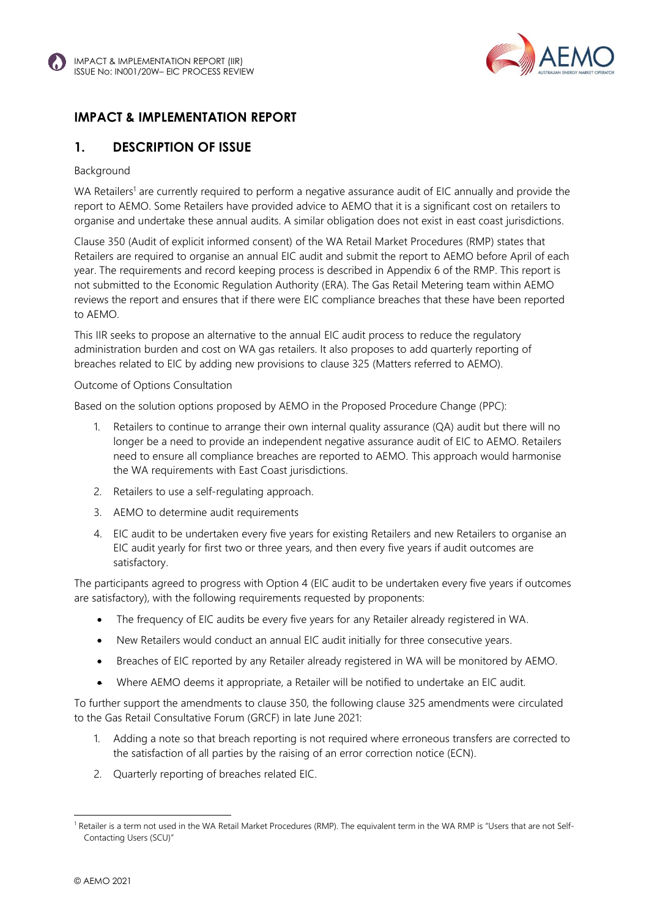# IMPACT & IMPLEMENTATION REPORT

## 1. DESCRIPTION OF ISSUE

Background

WA Retailers[1] are currently required to perform a negative assurance audit of EIC annually and provide the report to AEMO. Some Retailers have provided advice to AEMO that it is a significant cost on retailers to organise and undertake these annual audits. A similar obligation does not exist in east coast jurisdictions.

Clause 350 (Audit of explicit informed consent) of the WA Retail Market Procedures (RMP) states that Retailers are required to organise an annual EIC audit and submit the report to AEMO before April of each year. The requirements and record keeping process is described in Appendix 6 of the RMP. This report is not submitted to the Economic Regulation Authority (ERA). The Gas Retail Metering team within AEMO reviews the report and ensures that if there were EIC compliance breaches that these have been reported to AEMO.

This IIR seeks to propose an alternative to the annual EIC audit process to reduce the regulatory administration burden and cost on WA gas retailers. It also proposes to add quarterly reporting of breaches related to EIC by adding new provisions to clause 325 (Matters referred to AEMO).

Outcome of Options Consultation

Based on the solution options proposed by AEMO in the Proposed Procedure Change (PPC):

1. Retailers to continue to arrange their own internal quality assurance (QA) audit but there will no longer be a need to provide an independent negative assurance audit of EIC to AEMO. Retailers need to ensure all compliance breaches are reported to AEMO. This approach would harmonise the WA requirements with East Coast jurisdictions.
2. Retailers to use a self-regulating approach.
3. AEMO to determine audit requirements
4. EIC audit to be undertaken every five years for existing Retailers and new Retailers to organise an EIC audit yearly for first two or three years, and then every five years if audit outcomes are satisfactory.

The participants agreed to progress with Option 4 (EIC audit to be undertaken every five years if outcomes are satisfactory), with the following requirements requested by proponents:

- The frequency of EIC audits be every five years for any Retailer already registered in WA.
- New Retailers would conduct an annual EIC audit initially for three consecutive years.
- Breaches of EIC reported by any Retailer already registered in WA will be monitored by AEMO.
- Where AEMO deems it appropriate, a Retailer will be notified to undertake an EIC audit.

To further support the amendments to clause 350, the following clause 325 amendments were circulated to the Gas Retail Consultative Forum (GRCF) in late June 2021:

1. Adding a note so that breach reporting is not required where erroneous transfers are corrected to the satisfaction of all parties by the raising of an error correction notice (ECN).
2. Quarterly reporting of breaches related EIC.

---

[1] Retailer is a term not used in the WA Retail Market Procedures (RMP). The equivalent term in the WA RMP is "Users that are not Self-Contacting Users (SCU)"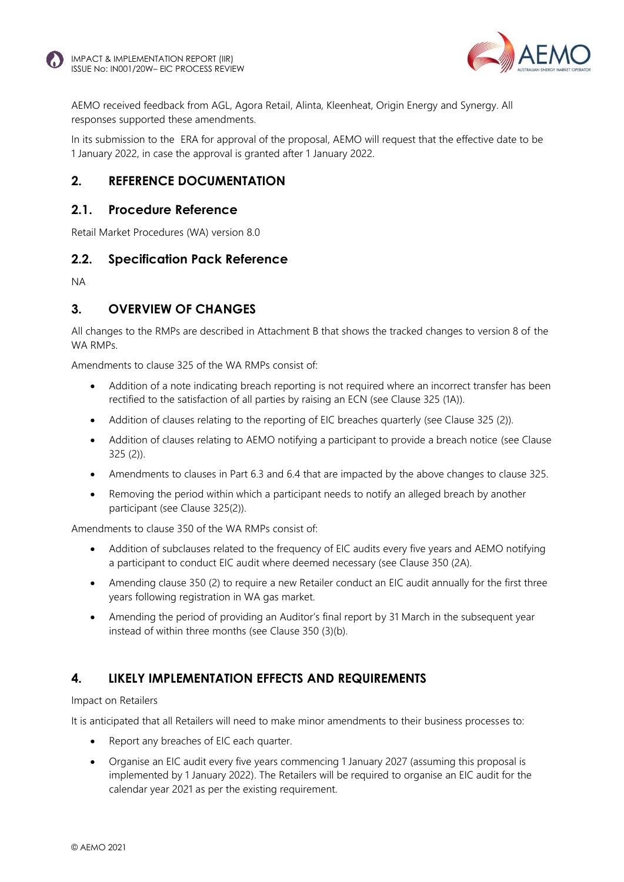AEMO received feedback from AGL, Agora Retail, Alinta, Kleenheat, Origin Energy and Synergy. All responses supported these amendments.

In its submission to the ERA for approval of the proposal, AEMO will request that the effective date to be 1 January 2022, in case the approval is granted after 1 January 2022.

## 2. REFERENCE DOCUMENTATION

### 2.1. Procedure Reference

Retail Market Procedures (WA) version 8.0

### 2.2. Specification Pack Reference

NA

## 3. OVERVIEW OF CHANGES

All changes to the RMPs are described in Attachment B that shows the tracked changes to version 8 of the WA RMPs.

Amendments to clause 325 of the WA RMPs consist of:

- Addition of a note indicating breach reporting is not required where an incorrect transfer has been rectified to the satisfaction of all parties by raising an ECN (see Clause 325 (1A)).
- Addition of clauses relating to the reporting of EIC breaches quarterly (see Clause 325 (2)).
- Addition of clauses relating to AEMO notifying a participant to provide a breach notice (see Clause 325 (2)).
- Amendments to clauses in Part 6.3 and 6.4 that are impacted by the above changes to clause 325.
- Removing the period within which a participant needs to notify an alleged breach by another participant (see Clause 325(2)).

Amendments to clause 350 of the WA RMPs consist of:

- Addition of subclauses related to the frequency of EIC audits every five years and AEMO notifying a participant to conduct EIC audit where deemed necessary (see Clause 350 (2A).
- Amending clause 350 (2) to require a new Retailer conduct an EIC audit annually for the first three years following registration in WA gas market.
- Amending the period of providing an Auditor's final report by 31 March in the subsequent year instead of within three months (see Clause 350 (3)(b).

## 4. LIKELY IMPLEMENTATION EFFECTS AND REQUIREMENTS

Impact on Retailers

It is anticipated that all Retailers will need to make minor amendments to their business processes to:

- Report any breaches of EIC each quarter.
- Organise an EIC audit every five years commencing 1 January 2027 (assuming this proposal is implemented by 1 January 2022). The Retailers will be required to organise an EIC audit for the calendar year 2021 as per the existing requirement.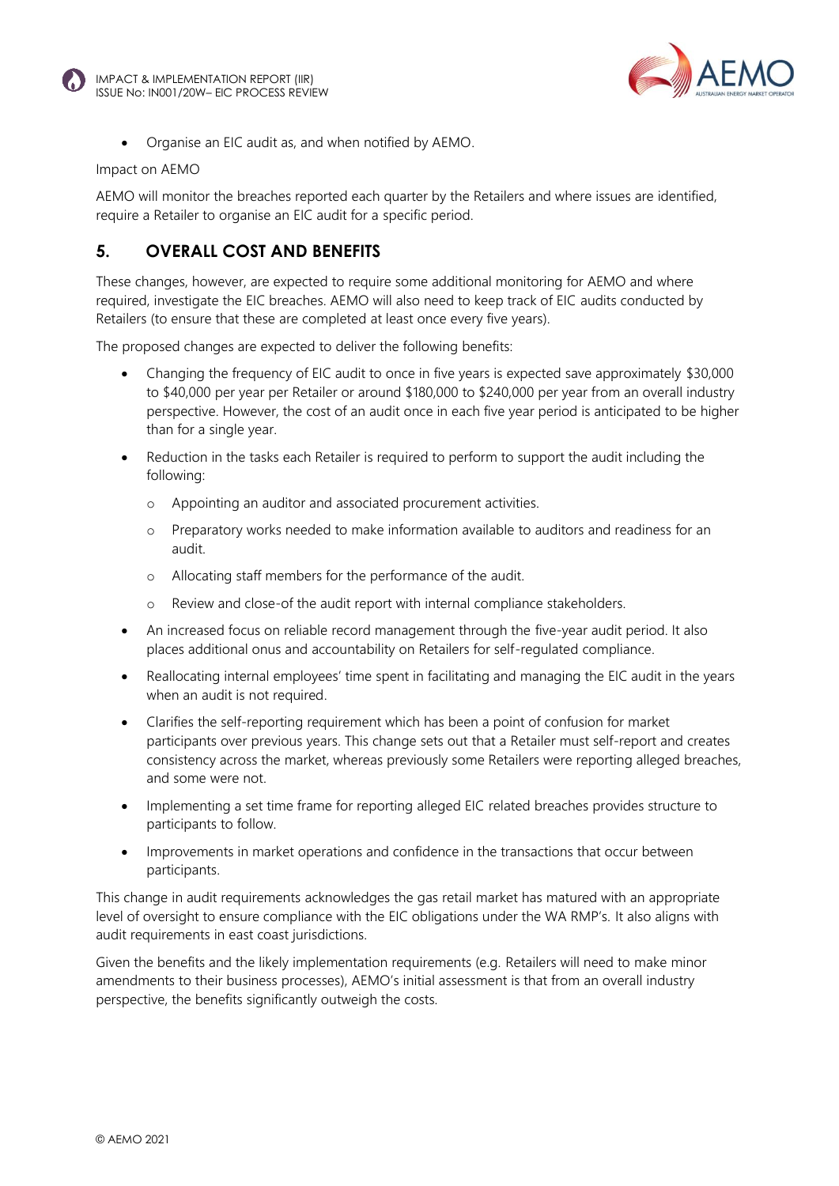- Organise an EIC audit as, and when notified by AEMO.

Impact on AEMO

AEMO will monitor the breaches reported each quarter by the Retailers and where issues are identified, require a Retailer to organise an EIC audit for a specific period.

## 5. OVERALL COST AND BENEFITS

These changes, however, are expected to require some additional monitoring for AEMO and where required, investigate the EIC breaches. AEMO will also need to keep track of EIC audits conducted by Retailers (to ensure that these are completed at least once every five years).

The proposed changes are expected to deliver the following benefits:

- Changing the frequency of EIC audit to once in five years is expected save approximately $30,000 to $40,000 per year per Retailer or around $180,000 to $240,000 per year from an overall industry perspective. However, the cost of an audit once in each five year period is anticipated to be higher than for a single year.
- Reduction in the tasks each Retailer is required to perform to support the audit including the following:
  - Appointing an auditor and associated procurement activities.
  - Preparatory works needed to make information available to auditors and readiness for an audit.
  - Allocating staff members for the performance of the audit.
  - Review and close-of the audit report with internal compliance stakeholders.
- An increased focus on reliable record management through the five-year audit period. It also places additional onus and accountability on Retailers for self-regulated compliance.
- Reallocating internal employees' time spent in facilitating and managing the EIC audit in the years when an audit is not required.
- Clarifies the self-reporting requirement which has been a point of confusion for market participants over previous years. This change sets out that a Retailer must self-report and creates consistency across the market, whereas previously some Retailers were reporting alleged breaches, and some were not.
- Implementing a set time frame for reporting alleged EIC related breaches provides structure to participants to follow.
- Improvements in market operations and confidence in the transactions that occur between participants.

This change in audit requirements acknowledges the gas retail market has matured with an appropriate level of oversight to ensure compliance with the EIC obligations under the WA RMP's. It also aligns with audit requirements in east coast jurisdictions.

Given the benefits and the likely implementation requirements (e.g. Retailers will need to make minor amendments to their business processes), AEMO's initial assessment is that from an overall industry perspective, the benefits significantly outweigh the costs.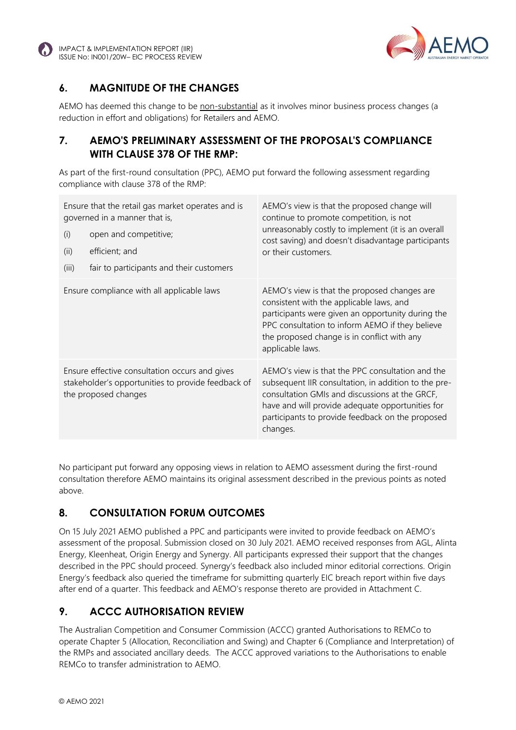## 6. MAGNITUDE OF THE CHANGES

AEMO has deemed this change to be non-substantial as it involves minor business process changes (a reduction in effort and obligations) for Retailers and AEMO.

## 7. AEMO'S PRELIMINARY ASSESSMENT OF THE PROPOSAL'S COMPLIANCE WITH CLAUSE 378 OF THE RMP:

As part of the first-round consultation (PPC), AEMO put forward the following assessment regarding compliance with clause 378 of the RMP:

| | |
|---|---|
| Ensure that the retail gas market operates and is governed in a manner that is,<br>(i) open and competitive;<br>(ii) efficient; and<br>(iii) fair to participants and their customers | AEMO's view is that the proposed change will continue to promote competition, is not unreasonably costly to implement (it is an overall cost saving) and doesn't disadvantage participants or their customers. |
| Ensure compliance with all applicable laws | AEMO's view is that the proposed changes are consistent with the applicable laws, and participants were given an opportunity during the PPC consultation to inform AEMO if they believe the proposed change is in conflict with any applicable laws. |
| Ensure effective consultation occurs and gives stakeholder's opportunities to provide feedback of the proposed changes | AEMO's view is that the PPC consultation and the subsequent IIR consultation, in addition to the pre-consultation GMIs and discussions at the GRCF, have and will provide adequate opportunities for participants to provide feedback on the proposed changes. |

No participant put forward any opposing views in relation to AEMO assessment during the first-round consultation therefore AEMO maintains its original assessment described in the previous points as noted above.

## 8. CONSULTATION FORUM OUTCOMES

On 15 July 2021 AEMO published a PPC and participants were invited to provide feedback on AEMO's assessment of the proposal. Submission closed on 30 July 2021. AEMO received responses from AGL, Alinta Energy, Kleenheat, Origin Energy and Synergy. All participants expressed their support that the changes described in the PPC should proceed. Synergy's feedback also included minor editorial corrections. Origin Energy's feedback also queried the timeframe for submitting quarterly EIC breach report within five days after end of a quarter. This feedback and AEMO's response thereto are provided in Attachment C.

## 9. ACCC AUTHORISATION REVIEW

The Australian Competition and Consumer Commission (ACCC) granted Authorisations to REMCo to operate Chapter 5 (Allocation, Reconciliation and Swing) and Chapter 6 (Compliance and Interpretation) of the RMPs and associated ancillary deeds. The ACCC approved variations to the Authorisations to enable REMCo to transfer administration to AEMO.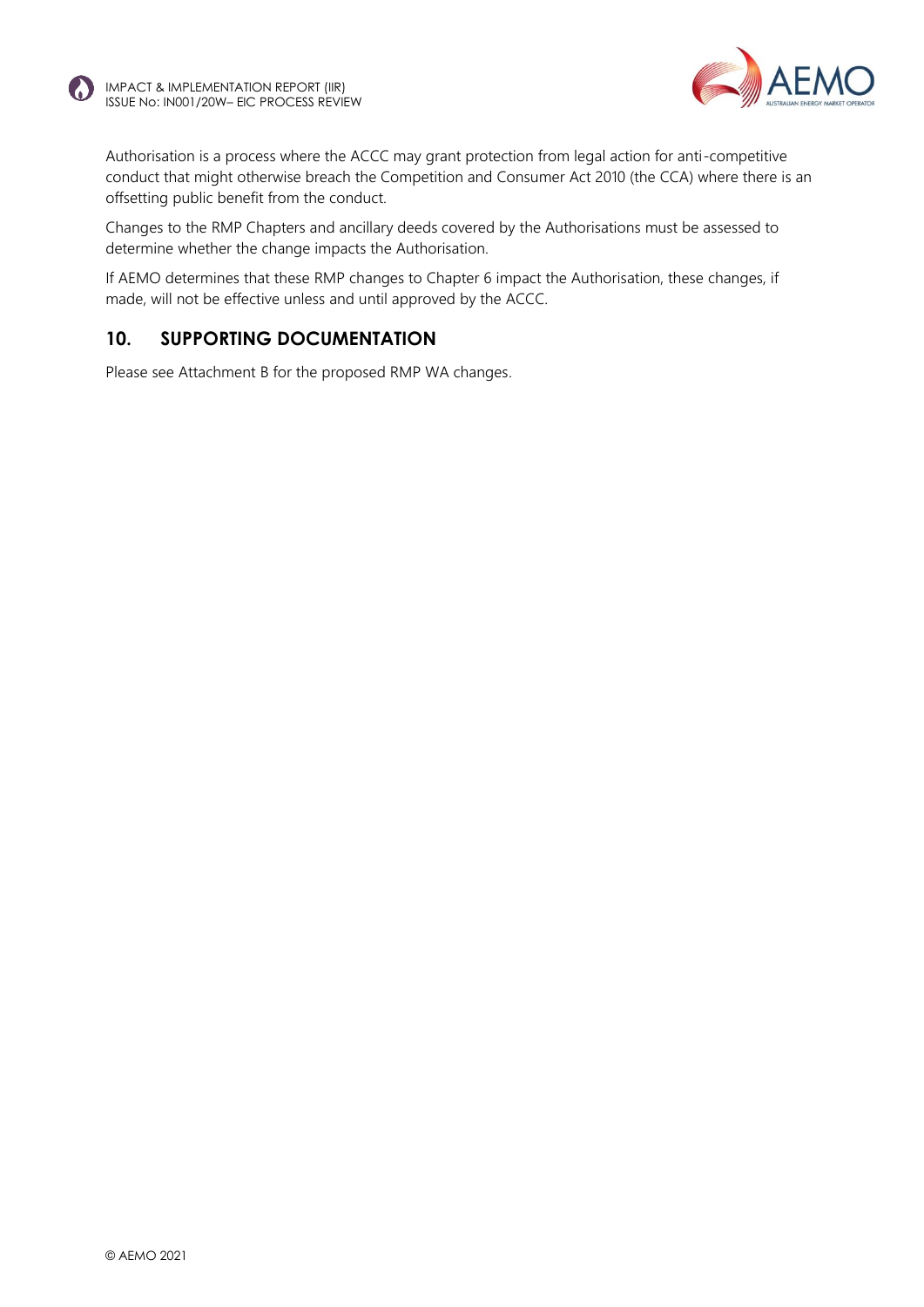Authorisation is a process where the ACCC may grant protection from legal action for anti-competitive conduct that might otherwise breach the Competition and Consumer Act 2010 (the CCA) where there is an offsetting public benefit from the conduct.

Changes to the RMP Chapters and ancillary deeds covered by the Authorisations must be assessed to determine whether the change impacts the Authorisation.

If AEMO determines that these RMP changes to Chapter 6 impact the Authorisation, these changes, if made, will not be effective unless and until approved by the ACCC.

## 10. SUPPORTING DOCUMENTATION

Please see Attachment B for the proposed RMP WA changes.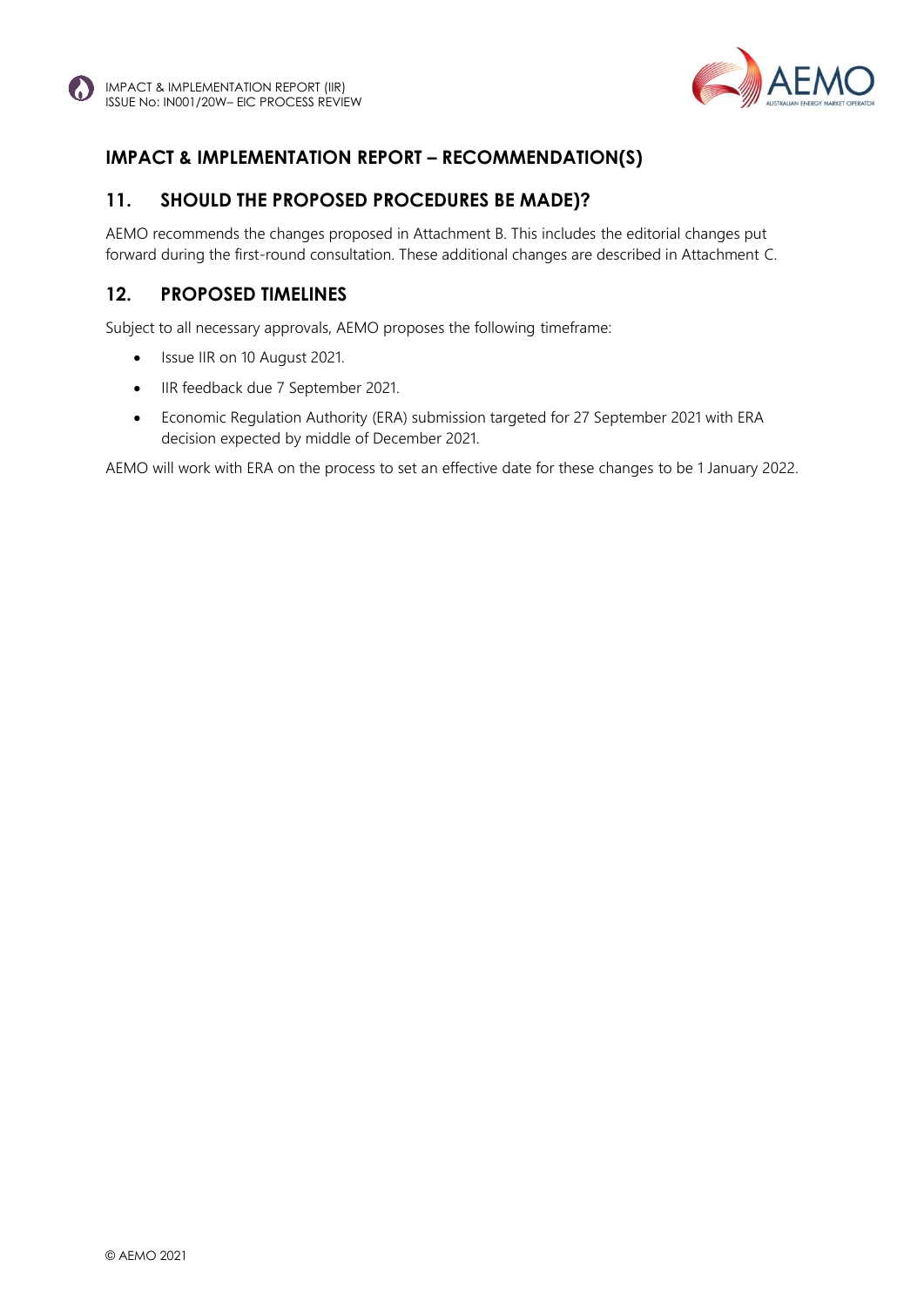## IMPACT & IMPLEMENTATION REPORT – RECOMMENDATION(S)

## 11. SHOULD THE PROPOSED PROCEDURES BE MADE)?

AEMO recommends the changes proposed in Attachment B. This includes the editorial changes put forward during the first-round consultation. These additional changes are described in Attachment C.

## 12. PROPOSED TIMELINES

Subject to all necessary approvals, AEMO proposes the following timeframe:

- Issue IIR on 10 August 2021.
- IIR feedback due 7 September 2021.
- Economic Regulation Authority (ERA) submission targeted for 27 September 2021 with ERA decision expected by middle of December 2021.

AEMO will work with ERA on the process to set an effective date for these changes to be 1 January 2022.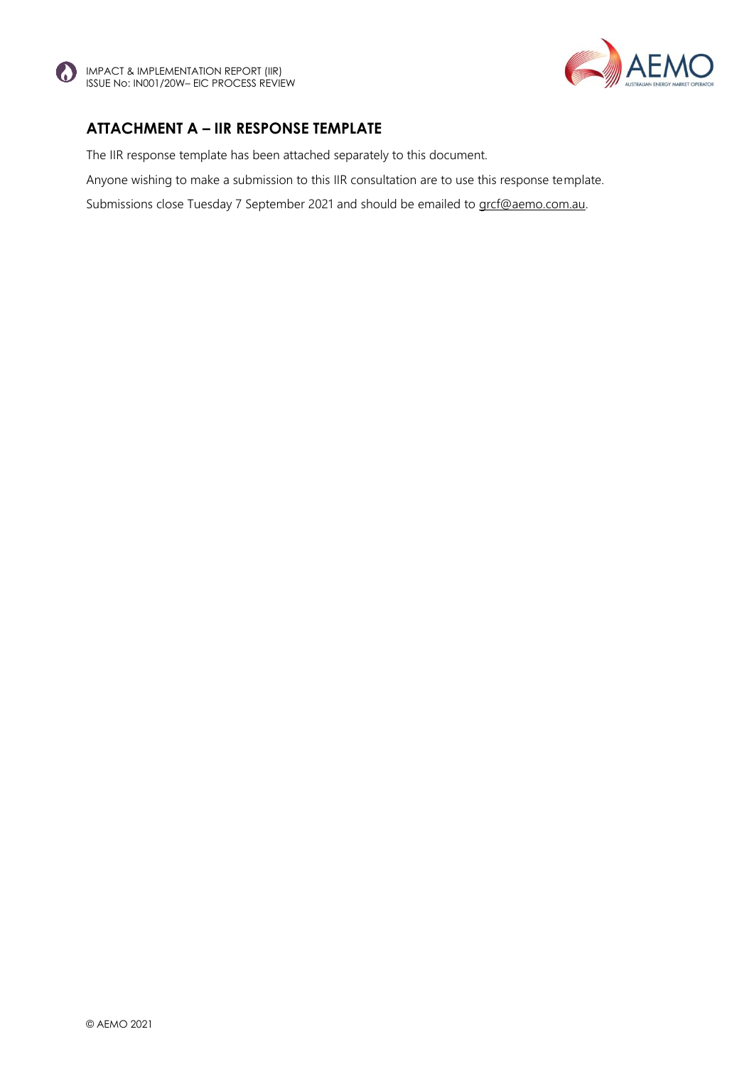## ATTACHMENT A – IIR RESPONSE TEMPLATE

The IIR response template has been attached separately to this document.

Anyone wishing to make a submission to this IIR consultation are to use this response template.

Submissions close Tuesday 7 September 2021 and should be emailed to grcf@aemo.com.au.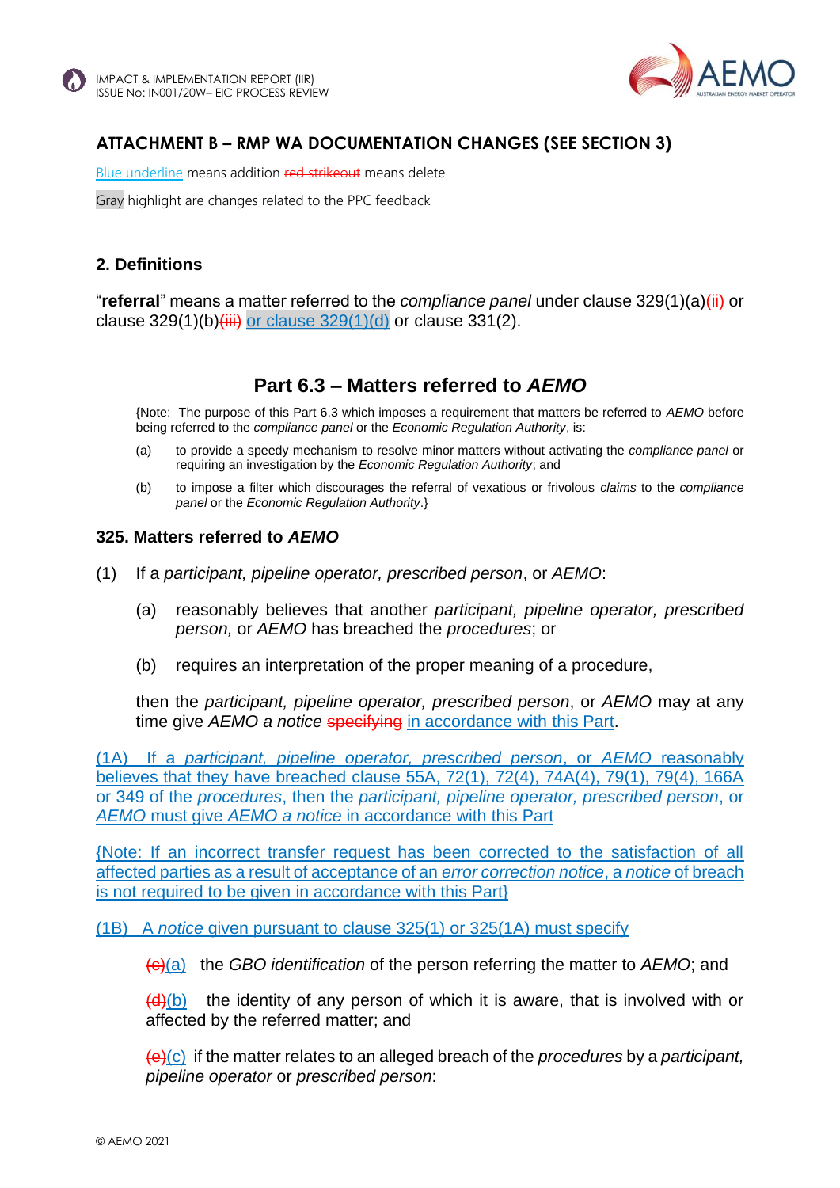## ATTACHMENT B – RMP WA DOCUMENTATION CHANGES (SEE SECTION 3)

<u>Blue underline</u> means addition ~~red strikeout~~ means delete

Gray highlight are changes related to the PPC feedback

### 2. Definitions

"**referral**" means a matter referred to the *compliance panel* under clause 329(1)(a)~~(ii)~~ or clause 329(1)(b)~~(iii)~~ <u>or clause 329(1)(d)</u> or clause 331(2).

## Part 6.3 – Matters referred to *AEMO*

{Note: The purpose of this Part 6.3 which imposes a requirement that matters be referred to *AEMO* before being referred to the *compliance panel* or the *Economic Regulation Authority*, is:

(a) to provide a speedy mechanism to resolve minor matters without activating the *compliance panel* or requiring an investigation by the *Economic Regulation Authority*; and

(b) to impose a filter which discourages the referral of vexatious or frivolous *claims* to the *compliance panel* or the *Economic Regulation Authority*.}

### 325. Matters referred to *AEMO*

(1) If a *participant, pipeline operator, prescribed person*, or *AEMO*:

(a) reasonably believes that another *participant, pipeline operator, prescribed person,* or *AEMO* has breached the *procedures*; or

(b) requires an interpretation of the proper meaning of a procedure,

then the *participant, pipeline operator, prescribed person*, or *AEMO* may at any time give *AEMO a notice* ~~specifying~~ <u>in accordance with this Part</u>.

<u>(1A) If a *participant, pipeline operator, prescribed person*, or *AEMO* reasonably believes that they have breached clause 55A, 72(1), 72(4), 74A(4), 79(1), 79(4), 166A or 349 of the *procedures*, then the *participant, pipeline operator, prescribed person*, or *AEMO* must give *AEMO a notice* in accordance with this Part</u>

<u>{Note: If an incorrect transfer request has been corrected to the satisfaction of all affected parties as a result of acceptance of an *error correction notice*, a *notice* of breach is not required to be given in accordance with this Part}</u>

<u>(1B) A *notice* given pursuant to clause 325(1) or 325(1A) must specify</u>

~~(c)~~<u>(a)</u> the *GBO identification* of the person referring the matter to *AEMO*; and

~~(d)~~<u>(b)</u> the identity of any person of which it is aware, that is involved with or affected by the referred matter; and

~~(e)~~<u>(c)</u> if the matter relates to an alleged breach of the *procedures* by a *participant, pipeline operator* or *prescribed person*: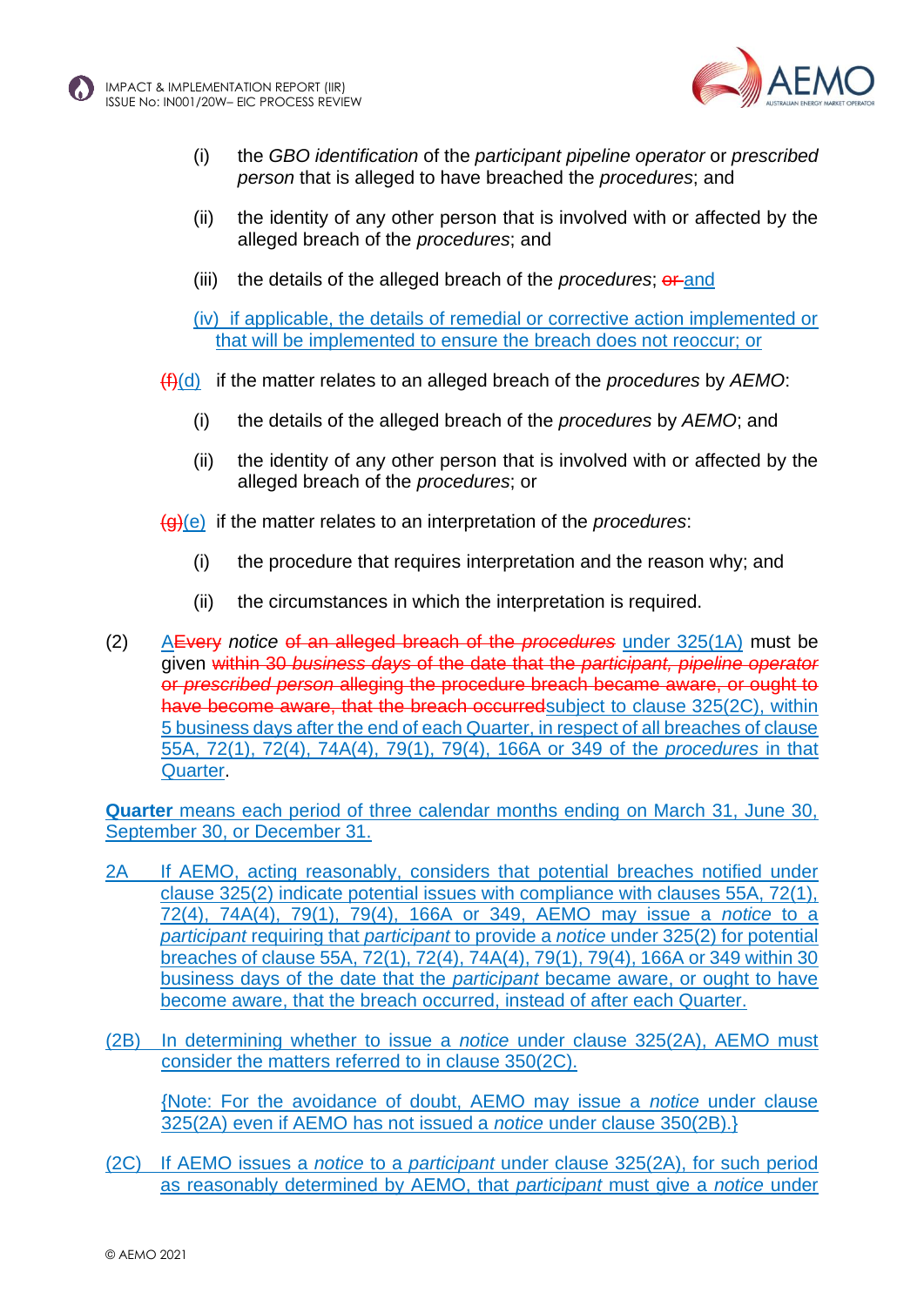(i) the *GBO identification* of the *participant pipeline operator* or *prescribed person* that is alleged to have breached the *procedures*; and

(ii) the identity of any other person that is involved with or affected by the alleged breach of the *procedures*; and

(iii) the details of the alleged breach of the *procedures*; ~~or~~ and

(iv) if applicable, the details of remedial or corrective action implemented or that will be implemented to ensure the breach does not reoccur; or

~~(f)~~(d) if the matter relates to an alleged breach of the *procedures* by *AEMO*:

(i) the details of the alleged breach of the *procedures* by *AEMO*; and

(ii) the identity of any other person that is involved with or affected by the alleged breach of the *procedures*; or

~~(g)~~(e) if the matter relates to an interpretation of the *procedures*:

(i) the procedure that requires interpretation and the reason why; and

(ii) the circumstances in which the interpretation is required.

(2) A~~Every~~ *notice* ~~of an alleged breach of the *procedures*~~ under 325(1A) must be given ~~within 30 *business days* of the date that the *participant, pipeline operator* or *prescribed person* alleging the procedure breach became aware, or ought to have become aware, that the breach occurred~~subject to clause 325(2C), within 5 business days after the end of each Quarter, in respect of all breaches of clause 55A, 72(1), 72(4), 74A(4), 79(1), 79(4), 166A or 349 of the *procedures* in that Quarter.

**Quarter** means each period of three calendar months ending on March 31, June 30, September 30, or December 31.

2A If AEMO, acting reasonably, considers that potential breaches notified under clause 325(2) indicate potential issues with compliance with clauses 55A, 72(1), 72(4), 74A(4), 79(1), 79(4), 166A or 349, AEMO may issue a *notice* to a *participant* requiring that *participant* to provide a *notice* under 325(2) for potential breaches of clause 55A, 72(1), 72(4), 74A(4), 79(1), 79(4), 166A or 349 within 30 business days of the date that the *participant* became aware, or ought to have become aware, that the breach occurred, instead of after each Quarter.

(2B) In determining whether to issue a *notice* under clause 325(2A), AEMO must consider the matters referred to in clause 350(2C).

{Note: For the avoidance of doubt, AEMO may issue a *notice* under clause 325(2A) even if AEMO has not issued a *notice* under clause 350(2B).}

(2C) If AEMO issues a *notice* to a *participant* under clause 325(2A), for such period as reasonably determined by AEMO, that *participant* must give a *notice* under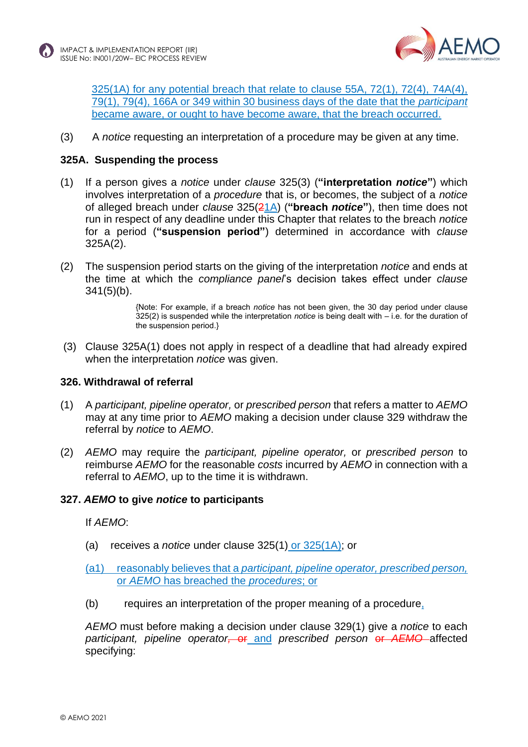325(1A) for any potential breach that relate to clause 55A, 72(1), 72(4), 74A(4), 79(1), 79(4), 166A or 349 within 30 business days of the date that the *participant* became aware, or ought to have become aware, that the breach occurred.

(3) A *notice* requesting an interpretation of a procedure may be given at any time.

**325A. Suspending the process**

(1) If a person gives a *notice* under *clause* 325(3) (**"interpretation *notice*"**) which involves interpretation of a *procedure* that is, or becomes, the subject of a *notice* of alleged breach under *clause* 325(~~2~~1A) (**"breach *notice*"**), then time does not run in respect of any deadline under this Chapter that relates to the breach *notice* for a period (**"suspension period"**) determined in accordance with *clause* 325A(2).

(2) The suspension period starts on the giving of the interpretation *notice* and ends at the time at which the *compliance panel*'s decision takes effect under *clause* 341(5)(b).

{Note: For example, if a breach *notice* has not been given, the 30 day period under clause 325(2) is suspended while the interpretation *notice* is being dealt with – i.e. for the duration of the suspension period.}

(3) Clause 325A(1) does not apply in respect of a deadline that had already expired when the interpretation *notice* was given.

**326. Withdrawal of referral**

(1) A *participant, pipeline operator,* or *prescribed person* that refers a matter to *AEMO* may at any time prior to *AEMO* making a decision under clause 329 withdraw the referral by *notice* to *AEMO*.

(2) *AEMO* may require the *participant, pipeline operator,* or *prescribed person* to reimburse *AEMO* for the reasonable *costs* incurred by *AEMO* in connection with a referral to *AEMO*, up to the time it is withdrawn.

**327. *AEMO* to give *notice* to participants**

If *AEMO*:

(a) receives a *notice* under clause 325(1) or 325(1A); or

(a1) reasonably believes that a *participant, pipeline operator, prescribed person,* or *AEMO* has breached the *procedures*; or

(b) requires an interpretation of the proper meaning of a procedure,

*AEMO* must before making a decision under clause 329(1) give a *notice* to each *participant, pipeline operator*~~, or~~ and *prescribed person* ~~or *AEMO*~~ affected specifying: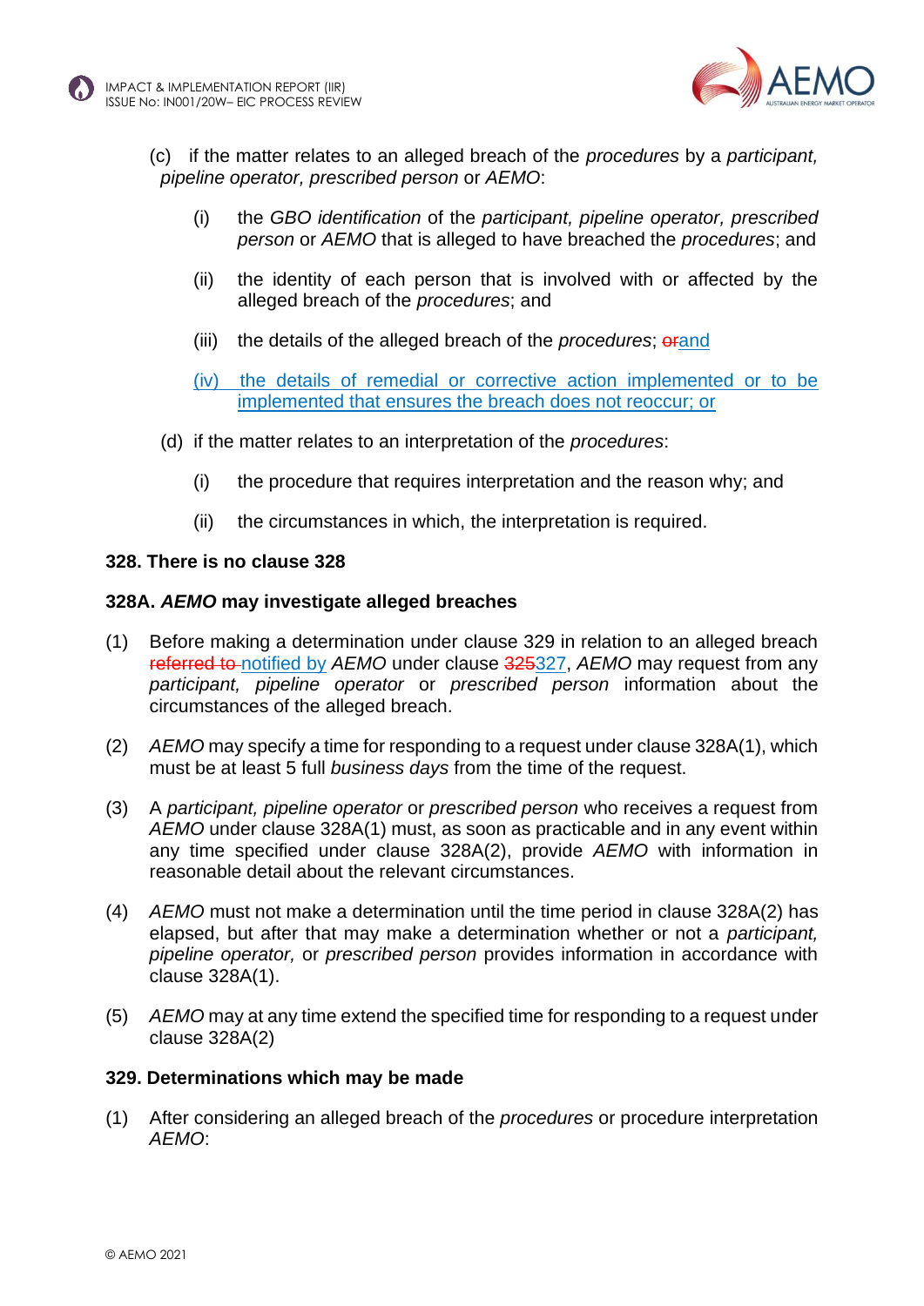(c) if the matter relates to an alleged breach of the *procedures* by a *participant, pipeline operator, prescribed person* or *AEMO*:

  (i) the *GBO identification* of the *participant, pipeline operator, prescribed person* or *AEMO* that is alleged to have breached the *procedures*; and

  (ii) the identity of each person that is involved with or affected by the alleged breach of the *procedures*; and

  (iii) the details of the alleged breach of the *procedures*; ~~or~~and

  (iv) the details of remedial or corrective action implemented or to be implemented that ensures the breach does not reoccur; or

(d) if the matter relates to an interpretation of the *procedures*:

  (i) the procedure that requires interpretation and the reason why; and

  (ii) the circumstances in which, the interpretation is required.

**328. There is no clause 328**

**328A. *AEMO* may investigate alleged breaches**

(1) Before making a determination under clause 329 in relation to an alleged breach ~~referred to~~ notified by *AEMO* under clause ~~325~~327, *AEMO* may request from any *participant, pipeline operator* or *prescribed person* information about the circumstances of the alleged breach.

(2) *AEMO* may specify a time for responding to a request under clause 328A(1), which must be at least 5 full *business days* from the time of the request.

(3) A *participant, pipeline operator* or *prescribed person* who receives a request from *AEMO* under clause 328A(1) must, as soon as practicable and in any event within any time specified under clause 328A(2), provide *AEMO* with information in reasonable detail about the relevant circumstances.

(4) *AEMO* must not make a determination until the time period in clause 328A(2) has elapsed, but after that may make a determination whether or not a *participant, pipeline operator,* or *prescribed person* provides information in accordance with clause 328A(1).

(5) *AEMO* may at any time extend the specified time for responding to a request under clause 328A(2)

**329. Determinations which may be made**

(1) After considering an alleged breach of the *procedures* or procedure interpretation *AEMO*: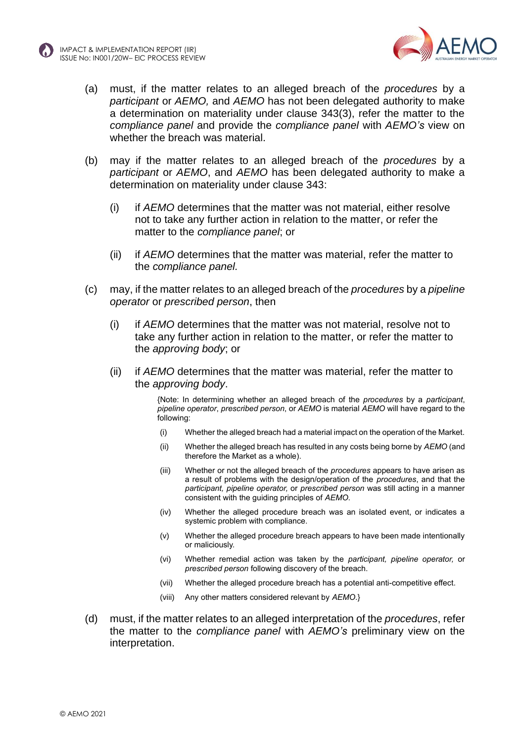(a) must, if the matter relates to an alleged breach of the *procedures* by a *participant* or *AEMO,* and *AEMO* has not been delegated authority to make a determination on materiality under clause 343(3), refer the matter to the *compliance panel* and provide the *compliance panel* with *AEMO's* view on whether the breach was material.

(b) may if the matter relates to an alleged breach of the *procedures* by a *participant* or *AEMO*, and *AEMO* has been delegated authority to make a determination on materiality under clause 343:

  (i) if *AEMO* determines that the matter was not material, either resolve not to take any further action in relation to the matter, or refer the matter to the *compliance panel*; or

  (ii) if *AEMO* determines that the matter was material, refer the matter to the *compliance panel.*

(c) may, if the matter relates to an alleged breach of the *procedures* by a *pipeline operator* or *prescribed person*, then

  (i) if *AEMO* determines that the matter was not material, resolve not to take any further action in relation to the matter, or refer the matter to the *approving body*; or

  (ii) if *AEMO* determines that the matter was material, refer the matter to the *approving body*.

{Note: In determining whether an alleged breach of the *procedures* by a *participant*, *pipeline operator*, *prescribed person*, or *AEMO* is material *AEMO* will have regard to the following:

(i) Whether the alleged breach had a material impact on the operation of the Market.

(ii) Whether the alleged breach has resulted in any costs being borne by *AEMO* (and therefore the Market as a whole).

(iii) Whether or not the alleged breach of the *procedures* appears to have arisen as a result of problems with the design/operation of the *procedures*, and that the *participant, pipeline operator,* or *prescribed person* was still acting in a manner consistent with the guiding principles of *AEMO.*

(iv) Whether the alleged procedure breach was an isolated event, or indicates a systemic problem with compliance.

(v) Whether the alleged procedure breach appears to have been made intentionally or maliciously.

(vi) Whether remedial action was taken by the *participant, pipeline operator,* or *prescribed person* following discovery of the breach.

(vii) Whether the alleged procedure breach has a potential anti-competitive effect.

(viii) Any other matters considered relevant by *AEMO.*}

(d) must, if the matter relates to an alleged interpretation of the *procedures*, refer the matter to the *compliance panel* with *AEMO's* preliminary view on the interpretation.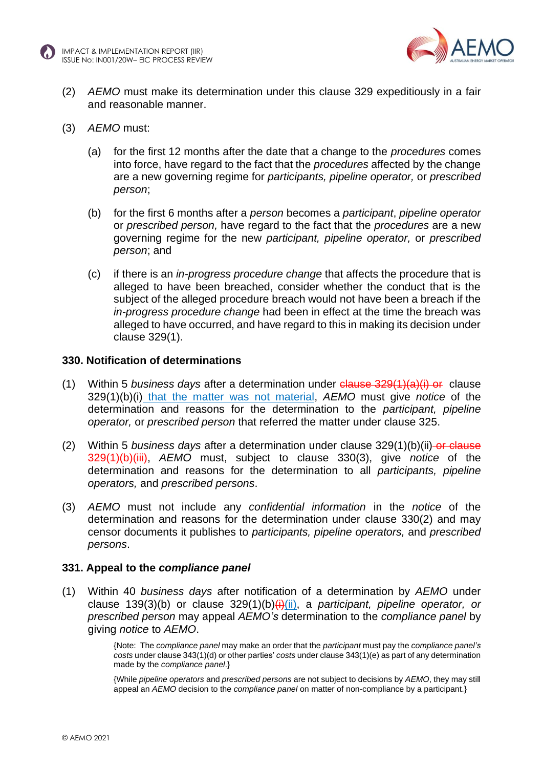(2) *AEMO* must make its determination under this clause 329 expeditiously in a fair and reasonable manner.

(3) *AEMO* must:

(a) for the first 12 months after the date that a change to the *procedures* comes into force, have regard to the fact that the *procedures* affected by the change are a new governing regime for *participants, pipeline operator,* or *prescribed person*;

(b) for the first 6 months after a *person* becomes a *participant*, *pipeline operator* or *prescribed person,* have regard to the fact that the *procedures* are a new governing regime for the new *participant, pipeline operator,* or *prescribed person*; and

(c) if there is an *in-progress procedure change* that affects the procedure that is alleged to have been breached, consider whether the conduct that is the subject of the alleged procedure breach would not have been a breach if the *in-progress procedure change* had been in effect at the time the breach was alleged to have occurred, and have regard to this in making its decision under clause 329(1).

### 330. Notification of determinations

(1) Within 5 *business days* after a determination under ~~clause 329(1)(a)(i) or~~ clause 329(1)(b)(i) that the matter was not material, *AEMO* must give *notice* of the determination and reasons for the determination to the *participant, pipeline operator,* or *prescribed person* that referred the matter under clause 325.

(2) Within 5 *business days* after a determination under clause 329(1)(b)(ii) ~~or clause 329(1)(b)(iii)~~, *AEMO* must, subject to clause 330(3), give *notice* of the determination and reasons for the determination to all *participants, pipeline operators,* and *prescribed persons*.

(3) *AEMO* must not include any *confidential information* in the *notice* of the determination and reasons for the determination under clause 330(2) and may censor documents it publishes to *participants, pipeline operators,* and *prescribed persons*.

### 331. Appeal to the *compliance panel*

(1) Within 40 *business days* after notification of a determination by *AEMO* under clause 139(3)(b) or clause 329(1)(b)~~(i)~~(ii), a *participant, pipeline operator, or prescribed person* may appeal *AEMO's* determination to the *compliance panel* by giving *notice* to *AEMO*.

{Note: The *compliance panel* may make an order that the *participant* must pay the *compliance panel's costs* under clause 343(1)(d) or other parties' *costs* under clause 343(1)(e) as part of any determination made by the *compliance panel*.}

{While *pipeline operators* and *prescribed persons* are not subject to decisions by *AEMO*, they may still appeal an *AEMO* decision to the *compliance panel* on matter of non-compliance by a participant.}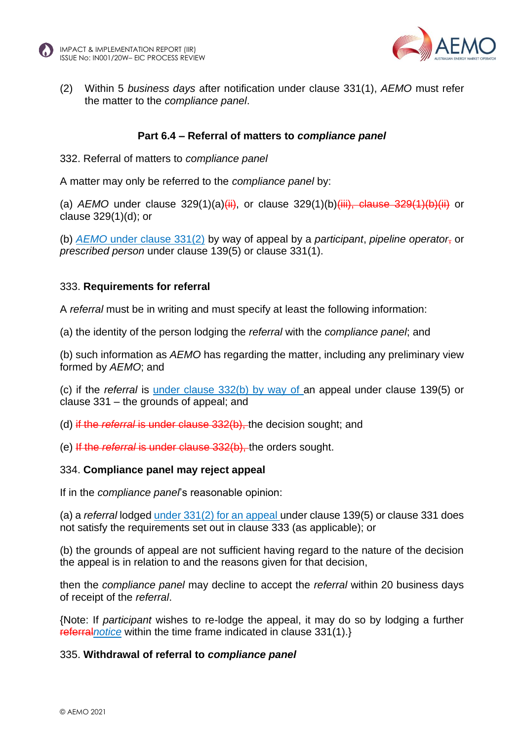(2) Within 5 *business days* after notification under clause 331(1), *AEMO* must refer the matter to the *compliance panel*.

### Part 6.4 – Referral of matters to *compliance panel*

332. Referral of matters to *compliance panel*

A matter may only be referred to the *compliance panel* by:

(a) *AEMO* under clause 329(1)(a)~~(ii)~~, or clause 329(1)(b)~~(iii), clause 329(1)(b)(ii)~~ or clause 329(1)(d); or

(b) *AEMO* under clause 331(2) by way of appeal by a *participant*, *pipeline operator*~~,~~ or *prescribed person* under clause 139(5) or clause 331(1).

333. **Requirements for referral**

A *referral* must be in writing and must specify at least the following information:

(a) the identity of the person lodging the *referral* with the *compliance panel*; and

(b) such information as *AEMO* has regarding the matter, including any preliminary view formed by *AEMO*; and

(c) if the *referral* is under clause 332(b) by way of an appeal under clause 139(5) or clause 331 – the grounds of appeal; and

(d) ~~if the *referral* is under clause 332(b),~~ the decision sought; and

(e) ~~If the *referral* is under clause 332(b),~~ the orders sought.

334. **Compliance panel may reject appeal**

If in the *compliance panel*'s reasonable opinion:

(a) a *referral* lodged under 331(2) for an appeal under clause 139(5) or clause 331 does not satisfy the requirements set out in clause 333 (as applicable); or

(b) the grounds of appeal are not sufficient having regard to the nature of the decision the appeal is in relation to and the reasons given for that decision,

then the *compliance panel* may decline to accept the *referral* within 20 business days of receipt of the *referral*.

{Note: If *participant* wishes to re-lodge the appeal, it may do so by lodging a further ~~referral~~*notice* within the time frame indicated in clause 331(1).}

335. **Withdrawal of referral to *compliance panel***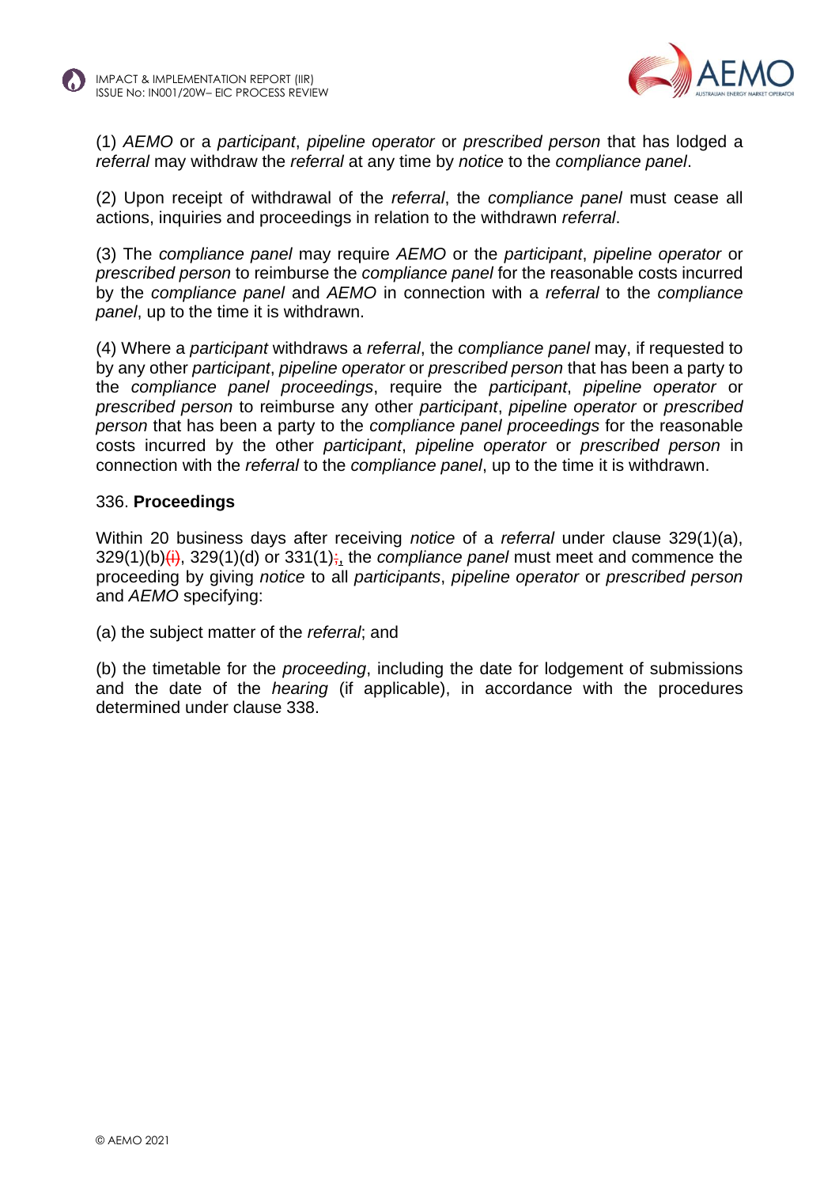(1) *AEMO* or a *participant*, *pipeline operator* or *prescribed person* that has lodged a *referral* may withdraw the *referral* at any time by *notice* to the *compliance panel*.

(2) Upon receipt of withdrawal of the *referral*, the *compliance panel* must cease all actions, inquiries and proceedings in relation to the withdrawn *referral*.

(3) The *compliance panel* may require *AEMO* or the *participant*, *pipeline operator* or *prescribed person* to reimburse the *compliance panel* for the reasonable costs incurred by the *compliance panel* and *AEMO* in connection with a *referral* to the *compliance panel*, up to the time it is withdrawn.

(4) Where a *participant* withdraws a *referral*, the *compliance panel* may, if requested to by any other *participant*, *pipeline operator* or *prescribed person* that has been a party to the *compliance panel proceedings*, require the *participant*, *pipeline operator* or *prescribed person* to reimburse any other *participant*, *pipeline operator* or *prescribed person* that has been a party to the *compliance panel proceedings* for the reasonable costs incurred by the other *participant*, *pipeline operator* or *prescribed person* in connection with the *referral* to the *compliance panel*, up to the time it is withdrawn.

336. **Proceedings**

Within 20 business days after receiving *notice* of a *referral* under clause 329(1)(a), 329(1)(b)~~(i)~~, 329(1)(d) or 331(1)~~;~~, the *compliance panel* must meet and commence the proceeding by giving *notice* to all *participants*, *pipeline operator* or *prescribed person* and *AEMO* specifying:

(a) the subject matter of the *referral*; and

(b) the timetable for the *proceeding*, including the date for lodgement of submissions and the date of the *hearing* (if applicable), in accordance with the procedures determined under clause 338.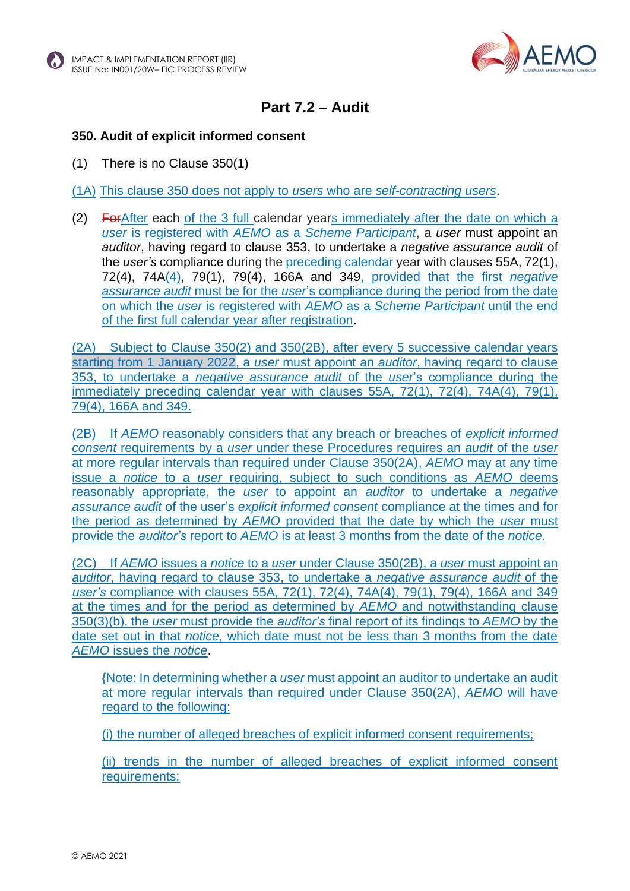## Part 7.2 – Audit

### 350. Audit of explicit informed consent

(1) There is no Clause 350(1)

(1A) This clause 350 does not apply to *users* who are *self-contracting users*.

(2) ForAfter each of the 3 full calendar years immediately after the date on which a *user* is registered with *AEMO* as a *Scheme Participant*, a ***user*** must appoint an *auditor*, having regard to clause 353, to undertake a *negative assurance audit* of the *user's* compliance during the preceding calendar year with clauses 55A, 72(1), 72(4), 74A(4), 79(1), 79(4), 166A and 349, provided that the first *negative assurance audit* must be for the *user*'s compliance during the period from the date on which the *user* is registered with *AEMO* as a *Scheme Participant* until the end of the first full calendar year after registration.

(2A) Subject to Clause 350(2) and 350(2B), after every 5 successive calendar years starting from 1 January 2022, a *user* must appoint an *auditor*, having regard to clause 353, to undertake a *negative assurance audit* of the *user*'s compliance during the immediately preceding calendar year with clauses 55A, 72(1), 72(4), 74A(4), 79(1), 79(4), 166A and 349.

(2B) If *AEMO* reasonably considers that any breach or breaches of *explicit informed consent* requirements by a *user* under these Procedures requires an *audit* of the *user* at more regular intervals than required under Clause 350(2A), *AEMO* may at any time issue a *notice* to a *user* requiring, subject to such conditions as *AEMO* deems reasonably appropriate, the *user* to appoint an *auditor* to undertake a *negative assurance audit* of the user's *explicit informed consent* compliance at the times and for the period as determined by *AEMO* provided that the date by which the *user* must provide the *auditor's* report to *AEMO* is at least 3 months from the date of the *notice*.

(2C) If *AEMO* issues a *notice* to a *user* under Clause 350(2B), a *user* must appoint an *auditor*, having regard to clause 353, to undertake a *negative assurance audit* of the *user's* compliance with clauses 55A, 72(1), 72(4), 74A(4), 79(1), 79(4), 166A and 349 at the times and for the period as determined by *AEMO* and notwithstanding clause 350(3)(b), the *user* must provide the *auditor's* final report of its findings to *AEMO* by the date set out in that *notice*, which date must not be less than 3 months from the date *AEMO* issues the *notice*.

{Note: In determining whether a *user* must appoint an auditor to undertake an audit at more regular intervals than required under Clause 350(2A), *AEMO* will have regard to the following:

(i) the number of alleged breaches of explicit informed consent requirements;

(ii) trends in the number of alleged breaches of explicit informed consent requirements;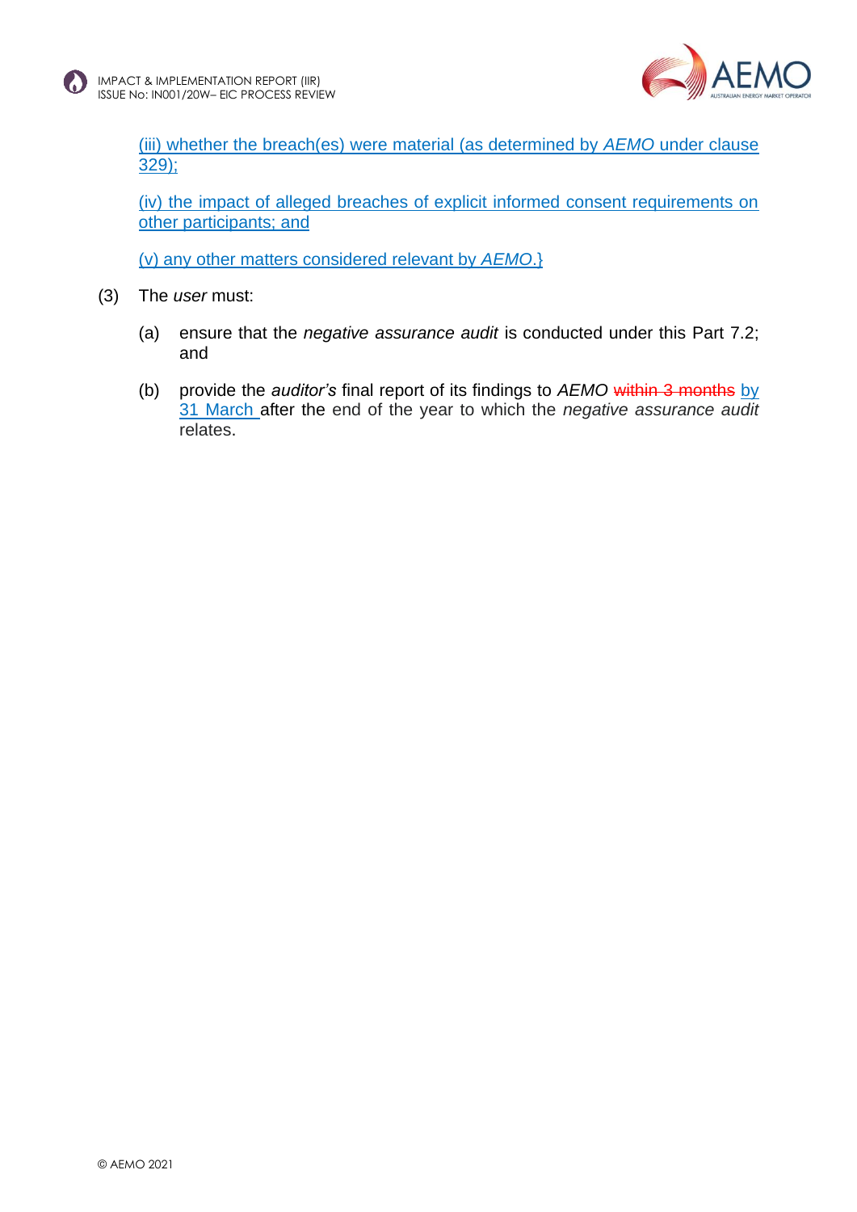(iii) whether the breach(es) were material (as determined by *AEMO* under clause 329);

(iv) the impact of alleged breaches of explicit informed consent requirements on other participants; and

(v) any other matters considered relevant by *AEMO*.}

(3) The *user* must:

(a) ensure that the *negative assurance audit* is conducted under this Part 7.2; and

(b) provide the *auditor's* final report of its findings to *AEMO* ~~within 3 months~~ by 31 March after the end of the year to which the *negative assurance audit* relates.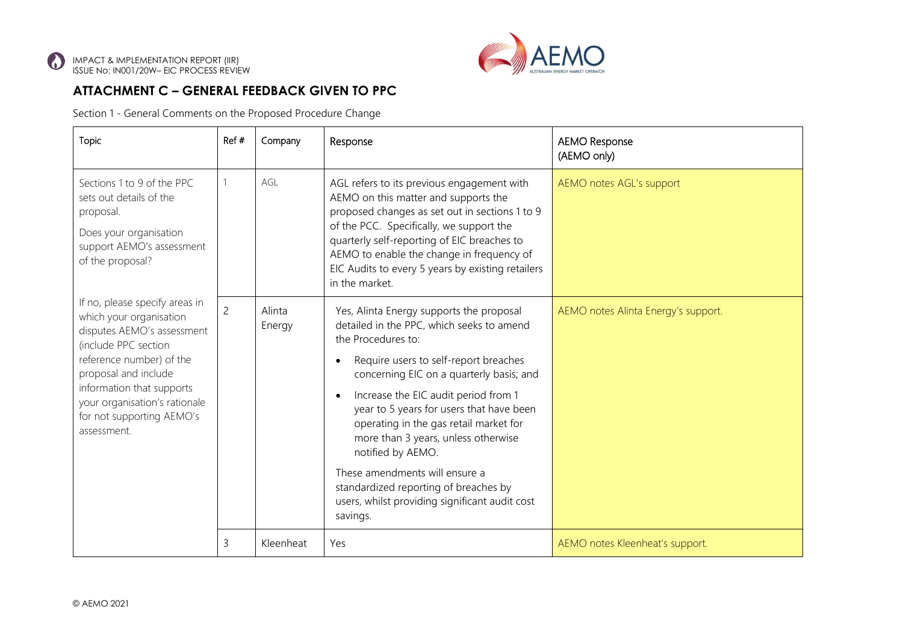## ATTACHMENT C – GENERAL FEEDBACK GIVEN TO PPC

Section 1 - General Comments on the Proposed Procedure Change

| Topic | Ref # | Company | Response | AEMO Response (AEMO only) |
|---|---|---|---|---|
| Sections 1 to 9 of the PPC sets out details of the proposal. Does your organisation support AEMO's assessment of the proposal? If no, please specify areas in which your organisation disputes AEMO's assessment (include PPC section reference number) of the proposal and include information that supports your organisation's rationale for not supporting AEMO's assessment. | 1 | AGL | AGL refers to its previous engagement with AEMO on this matter and supports the proposed changes as set out in sections 1 to 9 of the PCC. Specifically, we support the quarterly self-reporting of EIC breaches to AEMO to enable the change in frequency of EIC Audits to every 5 years by existing retailers in the market. | AEMO notes AGL's support |
| | 2 | Alinta Energy | Yes, Alinta Energy supports the proposal detailed in the PPC, which seeks to amend the Procedures to:<br>• Require users to self-report breaches concerning EIC on a quarterly basis; and<br>• Increase the EIC audit period from 1 year to 5 years for users that have been operating in the gas retail market for more than 3 years, unless otherwise notified by AEMO.<br>These amendments will ensure a standardized reporting of breaches by users, whilst providing significant audit cost savings. | AEMO notes Alinta Energy's support. |
| | 3 | Kleenheat | Yes | AEMO notes Kleenheat's support. |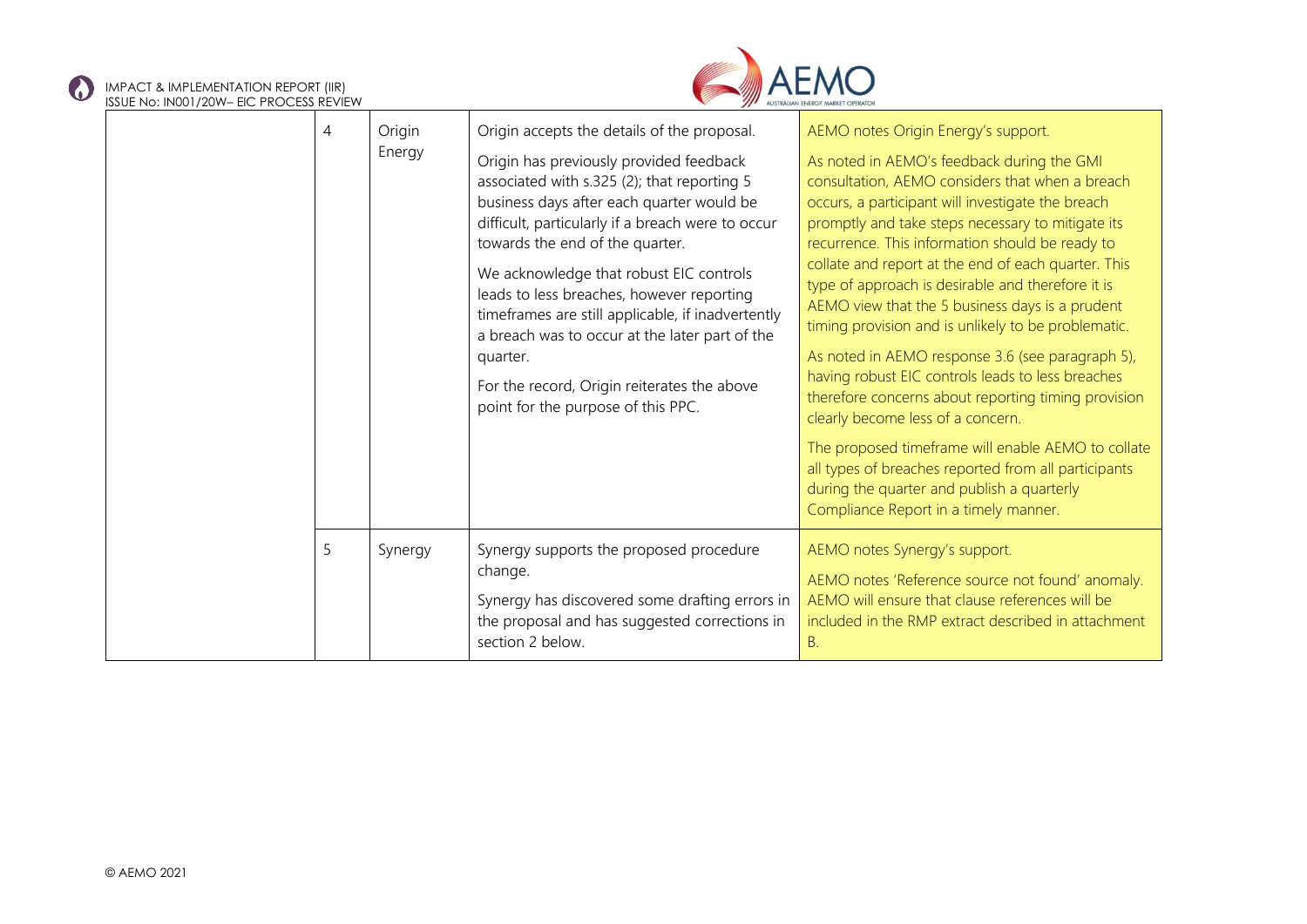|  | 4 | Origin Energy | Origin accepts the details of the proposal.<br><br>Origin has previously provided feedback associated with s.325 (2); that reporting 5 business days after each quarter would be difficult, particularly if a breach were to occur towards the end of the quarter.<br><br>We acknowledge that robust EIC controls leads to less breaches, however reporting timeframes are still applicable, if inadvertently a breach was to occur at the later part of the quarter.<br><br>For the record, Origin reiterates the above point for the purpose of this PPC. | AEMO notes Origin Energy's support.<br><br>As noted in AEMO's feedback during the GMI consultation, AEMO considers that when a breach occurs, a participant will investigate the breach promptly and take steps necessary to mitigate its recurrence. This information should be ready to collate and report at the end of each quarter. This type of approach is desirable and therefore it is AEMO view that the 5 business days is a prudent timing provision and is unlikely to be problematic.<br><br>As noted in AEMO response 3.6 (see paragraph 5), having robust EIC controls leads to less breaches therefore concerns about reporting timing provision clearly become less of a concern.<br><br>The proposed timeframe will enable AEMO to collate all types of breaches reported from all participants during the quarter and publish a quarterly Compliance Report in a timely manner. |
|---|---|---|---|---|
|  | 5 | Synergy | Synergy supports the proposed procedure change.<br><br>Synergy has discovered some drafting errors in the proposal and has suggested corrections in section 2 below. | AEMO notes Synergy's support.<br><br>AEMO notes 'Reference source not found' anomaly. AEMO will ensure that clause references will be included in the RMP extract described in attachment B. |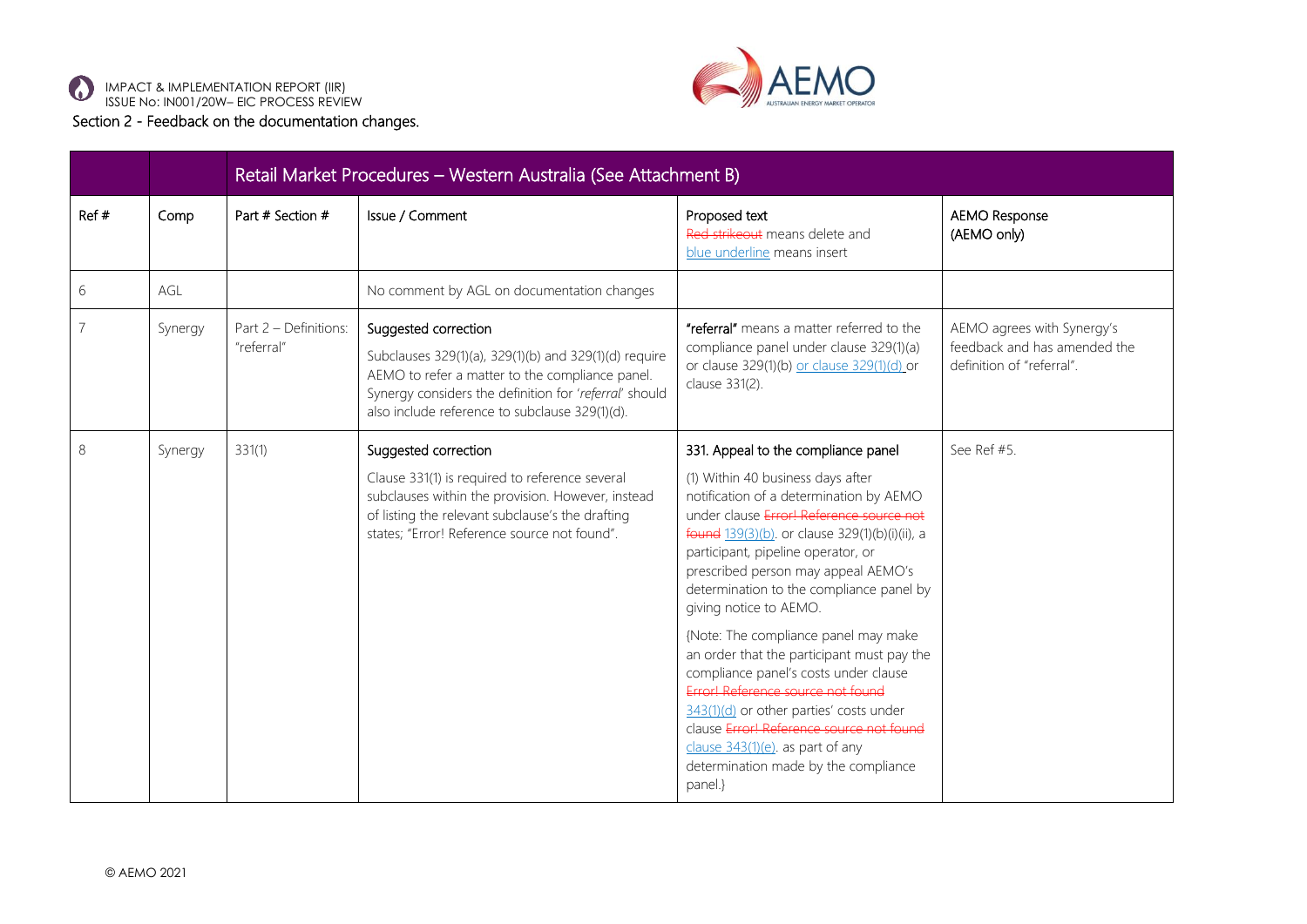Section 2 - Feedback on the documentation changes.

| | | Retail Market Procedures – Western Australia (See Attachment B) | | | |
|---|---|---|---|---|---|
| Ref # | Comp | Part # Section # | Issue / Comment | Proposed text<br>~~Red strikeout~~ means delete and<br><u>blue underline</u> means insert | AEMO Response<br>(AEMO only) |
| 6 | AGL | | No comment by AGL on documentation changes | | |
| 7 | Synergy | Part 2 – Definitions: "referral" | Suggested correction<br>Subclauses 329(1)(a), 329(1)(b) and 329(1)(d) require AEMO to refer a matter to the compliance panel. Synergy considers the definition for '*referral*' should also include reference to subclause 329(1)(d). | **"referral"** means a matter referred to the compliance panel under clause 329(1)(a) or clause 329(1)(b) <u>or clause 329(1)(d)</u> or clause 331(2). | AEMO agrees with Synergy's feedback and has amended the definition of "referral". |
| 8 | Synergy | 331(1) | Suggested correction<br>Clause 331(1) is required to reference several subclauses within the provision. However, instead of listing the relevant subclause's the drafting states; "Error! Reference source not found". | 331. Appeal to the compliance panel<br>(1) Within 40 business days after notification of a determination by AEMO under clause ~~Error! Reference source not found~~ <u>139(3)(b)</u>. or clause 329(1)(b)(i)(ii), a participant, pipeline operator, or prescribed person may appeal AEMO's determination to the compliance panel by giving notice to AEMO.<br>{Note: The compliance panel may make an order that the participant must pay the compliance panel's costs under clause ~~Error! Reference source not found~~ <u>343(1)(d)</u> or other parties' costs under clause ~~Error! Reference source not found~~ <u>clause 343(1)(e)</u>. as part of any determination made by the compliance panel.} | See Ref #5. |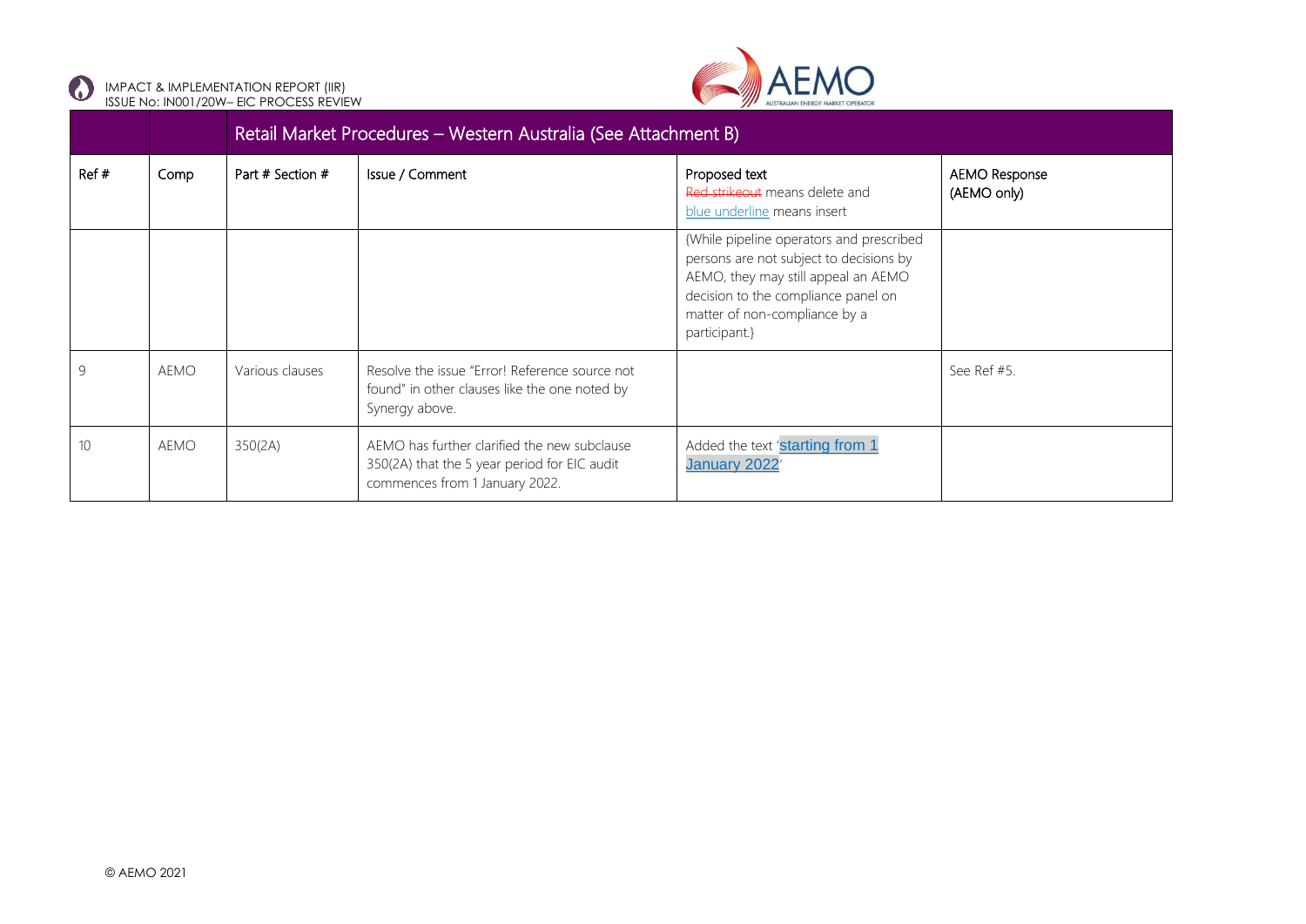| | | Retail Market Procedures – Western Australia (See Attachment B) | | | |
|---|---|---|---|---|---|
| Ref # | Comp | Part # Section # | Issue / Comment | Proposed text<br>~~Red strikeout~~ means delete and<br><u>blue underline</u> means insert | AEMO Response (AEMO only) |
| | | | | {While pipeline operators and prescribed persons are not subject to decisions by AEMO, they may still appeal an AEMO decision to the compliance panel on matter of non-compliance by a participant.} | |
| 9 | AEMO | Various clauses | Resolve the issue "Error! Reference source not found" in other clauses like the one noted by Synergy above. | | See Ref #5. |
| 10 | AEMO | 350(2A) | AEMO has further clarified the new subclause 350(2A) that the 5 year period for EIC audit commences from 1 January 2022. | Added the text '<u>starting from 1 January 2022</u>' | |